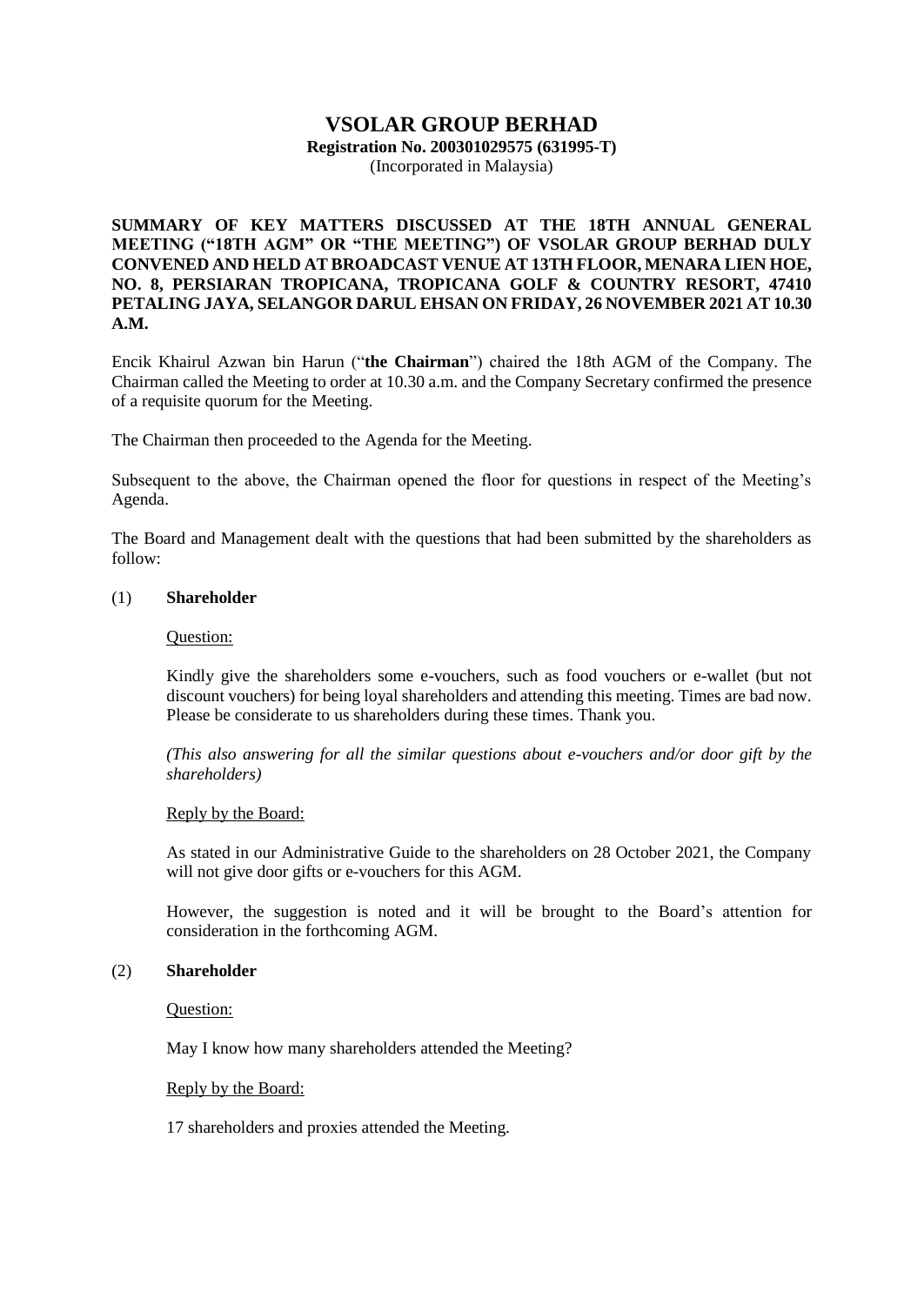# VSOLAR GROUP BERHAD

**Registration No. 200301029575 (631995-T)**

(Incorporated in Malaysia)

**SUMMARY OF KEY MATTERS DISCUSSED AT THE 18TH ANNUAL GENERAL MEETING ("18TH AGM" OR "THE MEETING") OF VSOLAR GROUP BERHAD DULY CONVENED AND HELD AT BROADCAST VENUE AT 13TH FLOOR, MENARA LIEN HOE, NO. 8, PERSIARAN TROPICANA, TROPICANA GOLF & COUNTRY RESORT, 47410 PETALING JAYA, SELANGOR DARUL EHSAN ON FRIDAY, 26 NOVEMBER 2021 AT 10.30 A.M.**

Encik Khairul Azwan bin Harun ("**the Chairman**") chaired the 18th AGM of the Company. The Chairman called the Meeting to order at 10.30 a.m. and the Company Secretary confirmed the presence of a requisite quorum for the Meeting.

The Chairman then proceeded to the Agenda for the Meeting.

Subsequent to the above, the Chairman opened the floor for questions in respect of the Meeting's Agenda.

The Board and Management dealt with the questions that had been submitted by the shareholders as follow:

(1) **Shareholder**

Question:

Kindly give the shareholders some e-vouchers, such as food vouchers or e-wallet (but not discount vouchers) for being loyal shareholders and attending this meeting. Times are bad now. Please be considerate to us shareholders during these times. Thank you.

*(This also answering for all the similar questions about e-vouchers and/or door gift by the shareholders)*

Reply by the Board:

As stated in our Administrative Guide to the shareholders on 28 October 2021, the Company will not give door gifts or e-vouchers for this AGM.

However, the suggestion is noted and it will be brought to the Board's attention for consideration in the forthcoming AGM.

(2) **Shareholder**

Question:

May I know how many shareholders attended the Meeting?

Reply by the Board:

17 shareholders and proxies attended the Meeting.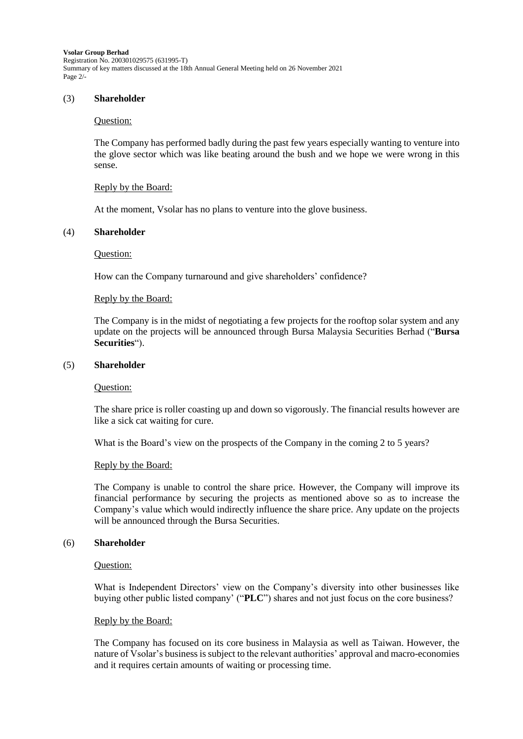## (3) Shareholder

Question:

The Company has performed badly during the past few years especially wanting to venture into the glove sector which was like beating around the bush and we hope we were wrong in this sense.

Reply by the Board:

At the moment, Vsolar has no plans to venture into the glove business.

## (4) Shareholder

Question:

How can the Company turnaround and give shareholders' confidence?

Reply by the Board:

The Company is in the midst of negotiating a few projects for the rooftop solar system and any update on the projects will be announced through Bursa Malaysia Securities Berhad ("**Bursa Securities**").

## (5) Shareholder

Question:

The share price is roller coasting up and down so vigorously. The financial results however are like a sick cat waiting for cure.

What is the Board's view on the prospects of the Company in the coming 2 to 5 years?

Reply by the Board:

The Company is unable to control the share price. However, the Company will improve its financial performance by securing the projects as mentioned above so as to increase the Company's value which would indirectly influence the share price. Any update on the projects will be announced through the Bursa Securities.

## (6) Shareholder

Question:

What is Independent Directors' view on the Company's diversity into other businesses like buying other public listed company' ("**PLC**") shares and not just focus on the core business?

Reply by the Board:

The Company has focused on its core business in Malaysia as well as Taiwan. However, the nature of Vsolar's business is subject to the relevant authorities' approval and macro-economies and it requires certain amounts of waiting or processing time.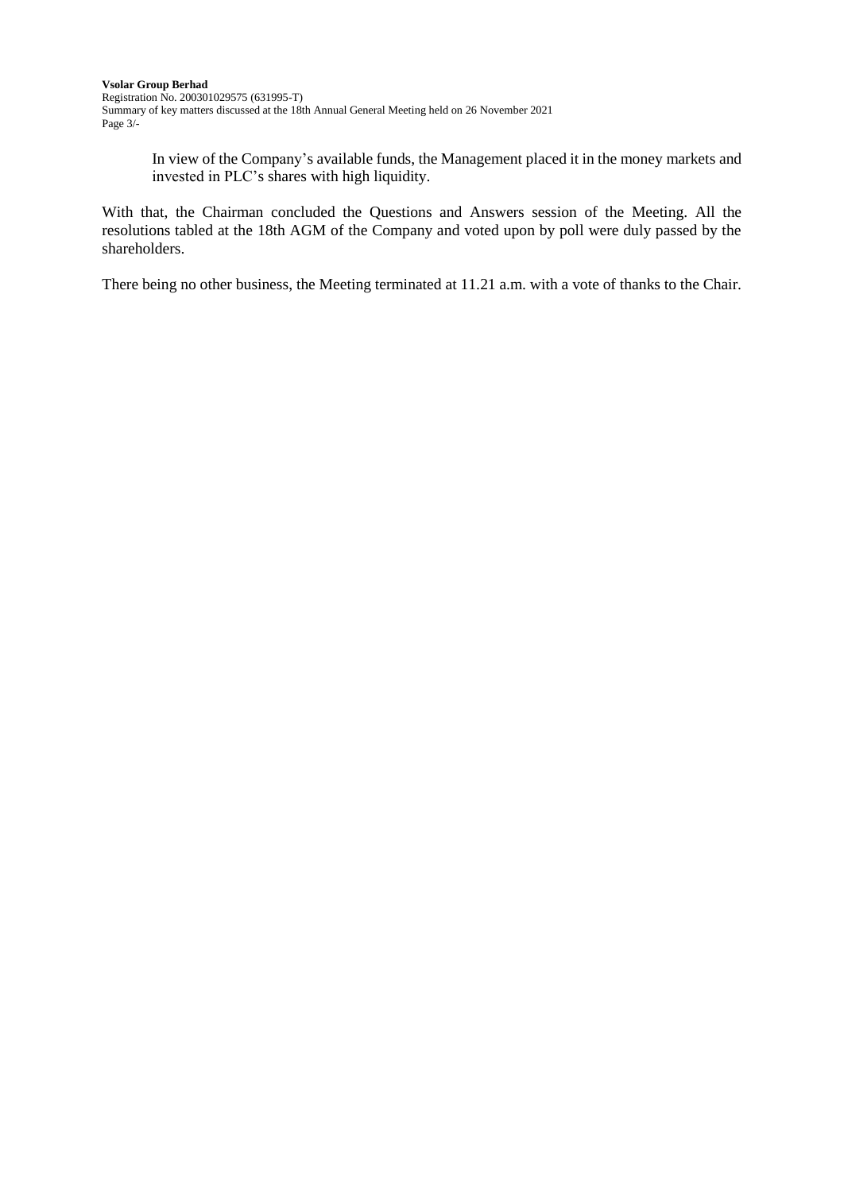In view of the Company's available funds, the Management placed it in the money markets and invested in PLC's shares with high liquidity.

With that, the Chairman concluded the Questions and Answers session of the Meeting. All the resolutions tabled at the 18th AGM of the Company and voted upon by poll were duly passed by the shareholders.

There being no other business, the Meeting terminated at 11.21 a.m. with a vote of thanks to the Chair.